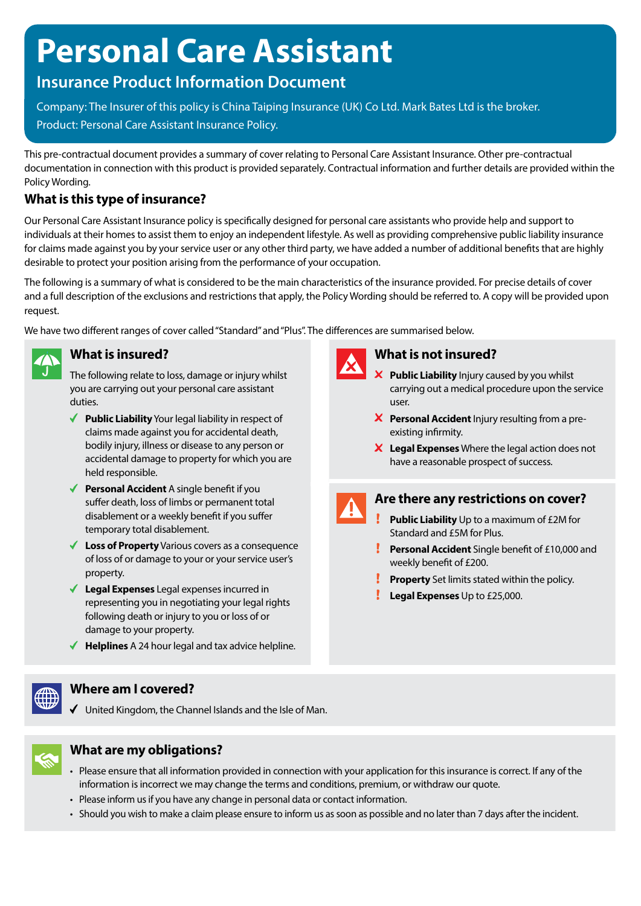# Personal Care Assistant

## Insurance Product Information Document

Company: The Insurer of this policy is China Taiping Insurance (UK) Co Ltd. Mark Bates Ltd is the broker.
Product: Personal Care Assistant Insurance Policy.

This pre-contractual document provides a summary of cover relating to Personal Care Assistant Insurance. Other pre-contractual documentation in connection with this product is provided separately. Contractual information and further details are provided within the Policy Wording.

### What is this type of insurance?

Our Personal Care Assistant Insurance policy is specifically designed for personal care assistants who provide help and support to individuals at their homes to assist them to enjoy an independent lifestyle. As well as providing comprehensive public liability insurance for claims made against you by your service user or any other third party, we have added a number of additional benefits that are highly desirable to protect your position arising from the performance of your occupation.

The following is a summary of what is considered to be the main characteristics of the insurance provided. For precise details of cover and a full description of the exclusions and restrictions that apply, the Policy Wording should be referred to. A copy will be provided upon request.

We have two different ranges of cover called "Standard" and "Plus". The differences are summarised below.

### What is insured?

The following relate to loss, damage or injury whilst you are carrying out your personal care assistant duties.

- ✓ **Public Liability** Your legal liability in respect of claims made against you for accidental death, bodily injury, illness or disease to any person or accidental damage to property for which you are held responsible.
- ✓ **Personal Accident** A single benefit if you suffer death, loss of limbs or permanent total disablement or a weekly benefit if you suffer temporary total disablement.
- ✓ **Loss of Property** Various covers as a consequence of loss of or damage to your or your service user's property.
- ✓ **Legal Expenses** Legal expenses incurred in representing you in negotiating your legal rights following death or injury to you or loss of or damage to your property.
- ✓ **Helplines** A 24 hour legal and tax advice helpline.

### What is not insured?

- ✗ **Public Liability** Injury caused by you whilst carrying out a medical procedure upon the service user.
- ✗ **Personal Accident** Injury resulting from a pre-existing infirmity.
- ✗ **Legal Expenses** Where the legal action does not have a reasonable prospect of success.

### Are there any restrictions on cover?

- ! **Public Liability** Up to a maximum of £2M for Standard and £5M for Plus.
- ! **Personal Accident** Single benefit of £10,000 and weekly benefit of £200.
- ! **Property** Set limits stated within the policy.
- ! **Legal Expenses** Up to £25,000.

### Where am I covered?

- ✓ United Kingdom, the Channel Islands and the Isle of Man.

### What are my obligations?

- Please ensure that all information provided in connection with your application for this insurance is correct. If any of the information is incorrect we may change the terms and conditions, premium, or withdraw our quote.
- Please inform us if you have any change in personal data or contact information.
- Should you wish to make a claim please ensure to inform us as soon as possible and no later than 7 days after the incident.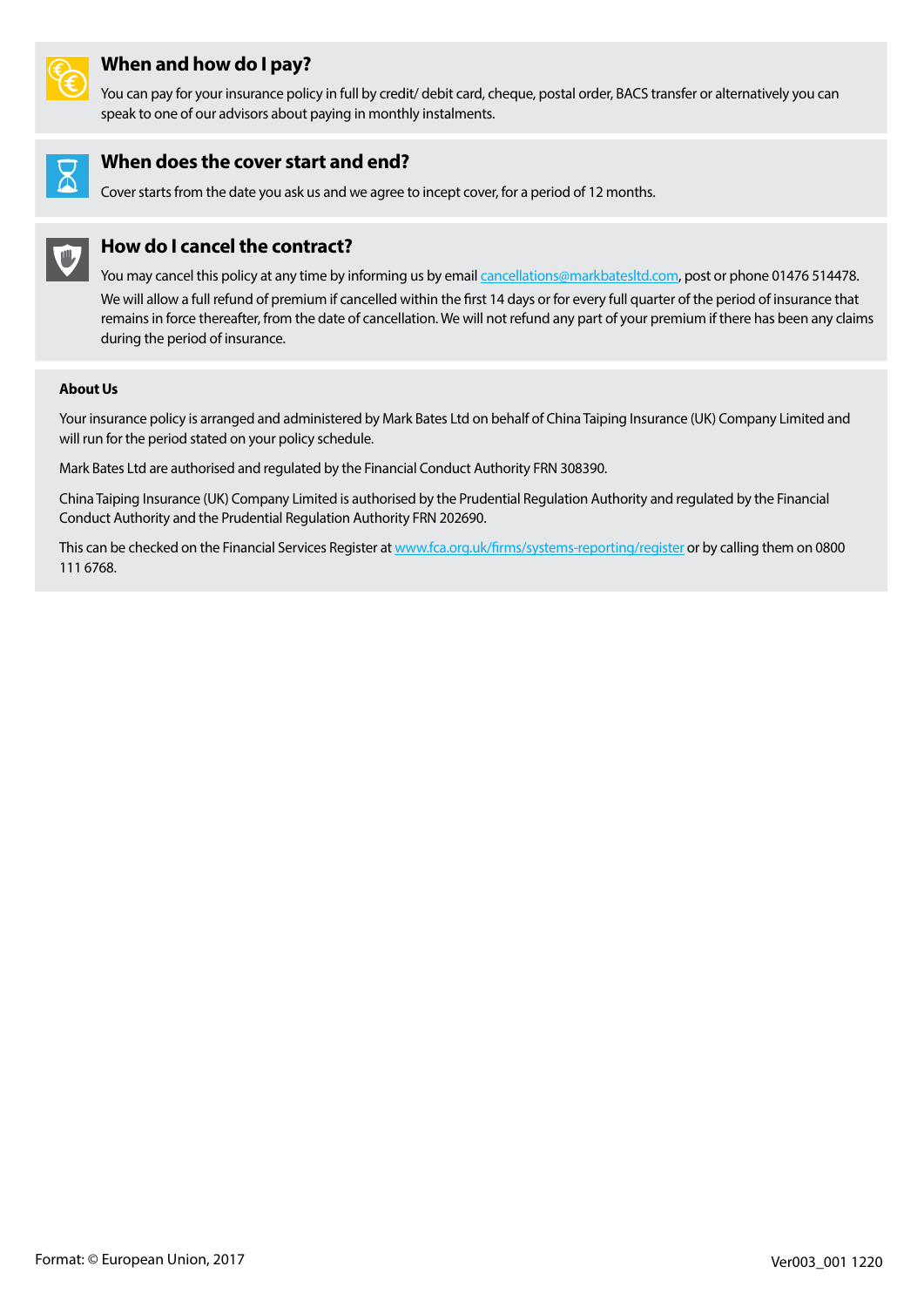## When and how do I pay?

You can pay for your insurance policy in full by credit/ debit card, cheque, postal order, BACS transfer or alternatively you can speak to one of our advisors about paying in monthly instalments.

## When does the cover start and end?

Cover starts from the date you ask us and we agree to incept cover, for a period of 12 months.

## How do I cancel the contract?

You may cancel this policy at any time by informing us by email cancellations@markbatesltd.com, post or phone 01476 514478. We will allow a full refund of premium if cancelled within the first 14 days or for every full quarter of the period of insurance that remains in force thereafter, from the date of cancellation. We will not refund any part of your premium if there has been any claims during the period of insurance.

**About Us**

Your insurance policy is arranged and administered by Mark Bates Ltd on behalf of China Taiping Insurance (UK) Company Limited and will run for the period stated on your policy schedule.

Mark Bates Ltd are authorised and regulated by the Financial Conduct Authority FRN 308390.

China Taiping Insurance (UK) Company Limited is authorised by the Prudential Regulation Authority and regulated by the Financial Conduct Authority and the Prudential Regulation Authority FRN 202690.

This can be checked on the Financial Services Register at www.fca.org.uk/firms/systems-reporting/register or by calling them on 0800 111 6768.

Format: © European Union, 2017

Ver003_001 1220